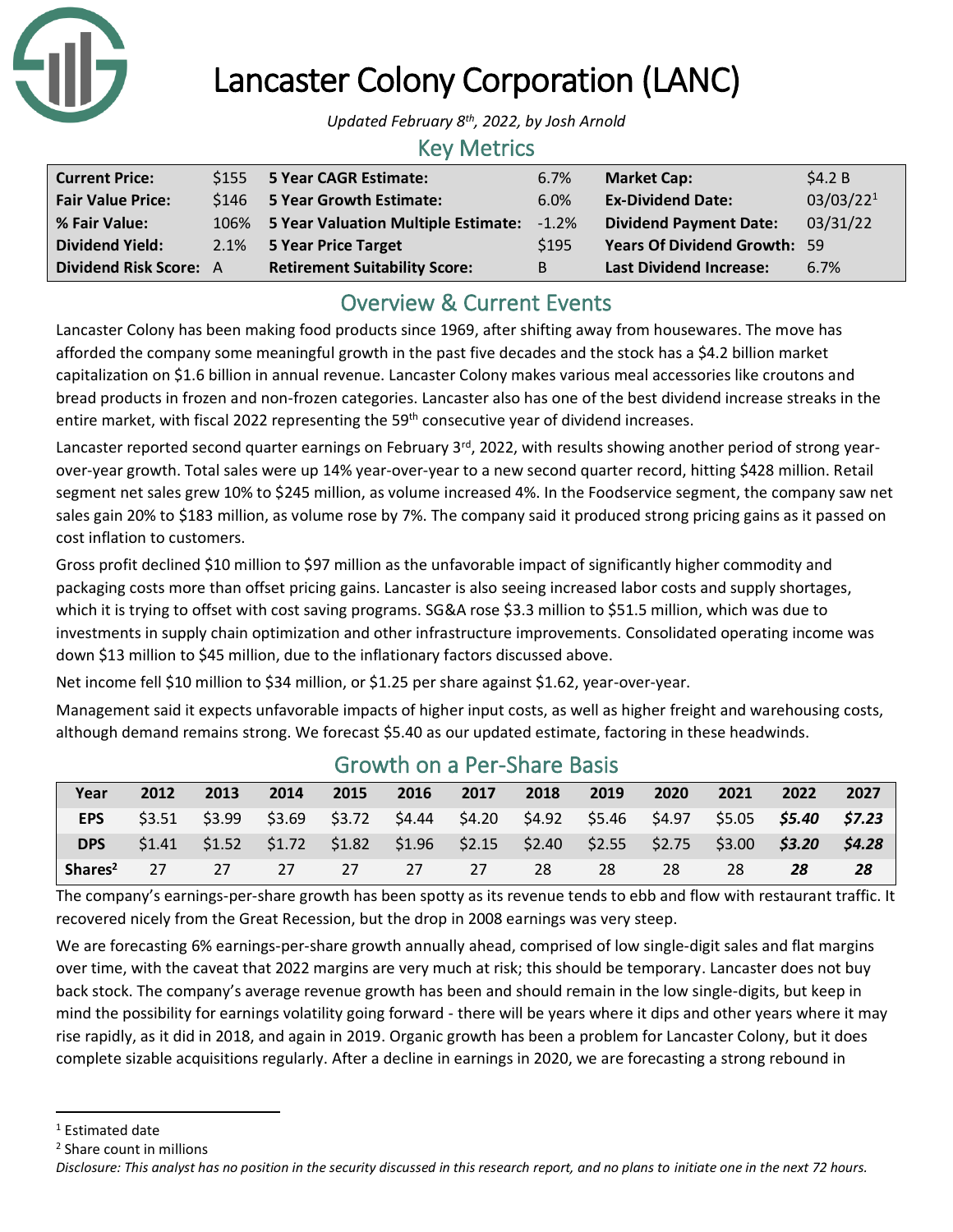# Lancaster Colony Corporation (LANC)

*Updated February 8th, 2022, by Josh Arnold*

## Key Metrics

| | | | | | |
|---|---|---|---|---|---|
| **Current Price:** | $155 | **5 Year CAGR Estimate:** | 6.7% | **Market Cap:** | $4.2 B |
| **Fair Value Price:** | $146 | **5 Year Growth Estimate:** | 6.0% | **Ex-Dividend Date:** | 03/03/22[1] |
| **% Fair Value:** | 106% | **5 Year Valuation Multiple Estimate:** | -1.2% | **Dividend Payment Date:** | 03/31/22 |
| **Dividend Yield:** | 2.1% | **5 Year Price Target** | $195 | **Years Of Dividend Growth:** | 59 |
| **Dividend Risk Score:** | A | **Retirement Suitability Score:** | B | **Last Dividend Increase:** | 6.7% |

## Overview & Current Events

Lancaster Colony has been making food products since 1969, after shifting away from housewares. The move has afforded the company some meaningful growth in the past five decades and the stock has a $4.2 billion market capitalization on $1.6 billion in annual revenue. Lancaster Colony makes various meal accessories like croutons and bread products in frozen and non-frozen categories. Lancaster also has one of the best dividend increase streaks in the entire market, with fiscal 2022 representing the 59th consecutive year of dividend increases.

Lancaster reported second quarter earnings on February 3rd, 2022, with results showing another period of strong year-over-year growth. Total sales were up 14% year-over-year to a new second quarter record, hitting $428 million. Retail segment net sales grew 10% to $245 million, as volume increased 4%. In the Foodservice segment, the company saw net sales gain 20% to $183 million, as volume rose by 7%. The company said it produced strong pricing gains as it passed on cost inflation to customers.

Gross profit declined $10 million to $97 million as the unfavorable impact of significantly higher commodity and packaging costs more than offset pricing gains. Lancaster is also seeing increased labor costs and supply shortages, which it is trying to offset with cost saving programs. SG&A rose $3.3 million to $51.5 million, which was due to investments in supply chain optimization and other infrastructure improvements. Consolidated operating income was down $13 million to $45 million, due to the inflationary factors discussed above.

Net income fell $10 million to $34 million, or $1.25 per share against $1.62, year-over-year.

Management said it expects unfavorable impacts of higher input costs, as well as higher freight and warehousing costs, although demand remains strong. We forecast $5.40 as our updated estimate, factoring in these headwinds.

## Growth on a Per-Share Basis

| Year | 2012 | 2013 | 2014 | 2015 | 2016 | 2017 | 2018 | 2019 | 2020 | 2021 | 2022 | 2027 |
|---|---|---|---|---|---|---|---|---|---|---|---|---|
| **EPS** | $3.51 | $3.99 | $3.69 | $3.72 | $4.44 | $4.20 | $4.92 | $5.46 | $4.97 | $5.05 | ***$5.40*** | ***$7.23*** |
| **DPS** | $1.41 | $1.52 | $1.72 | $1.82 | $1.96 | $2.15 | $2.40 | $2.55 | $2.75 | $3.00 | ***$3.20*** | ***$4.28*** |
| **Shares[2]** | 27 | 27 | 27 | 27 | 27 | 27 | 28 | 28 | 28 | 28 | ***28*** | ***28*** |

The company's earnings-per-share growth has been spotty as its revenue tends to ebb and flow with restaurant traffic. It recovered nicely from the Great Recession, but the drop in 2008 earnings was very steep.

We are forecasting 6% earnings-per-share growth annually ahead, comprised of low single-digit sales and flat margins over time, with the caveat that 2022 margins are very much at risk; this should be temporary. Lancaster does not buy back stock. The company's average revenue growth has been and should remain in the low single-digits, but keep in mind the possibility for earnings volatility going forward - there will be years where it dips and other years where it may rise rapidly, as it did in 2018, and again in 2019. Organic growth has been a problem for Lancaster Colony, but it does complete sizable acquisitions regularly. After a decline in earnings in 2020, we are forecasting a strong rebound in

---

[1] Estimated date

[2] Share count in millions

*Disclosure: This analyst has no position in the security discussed in this research report, and no plans to initiate one in the next 72 hours.*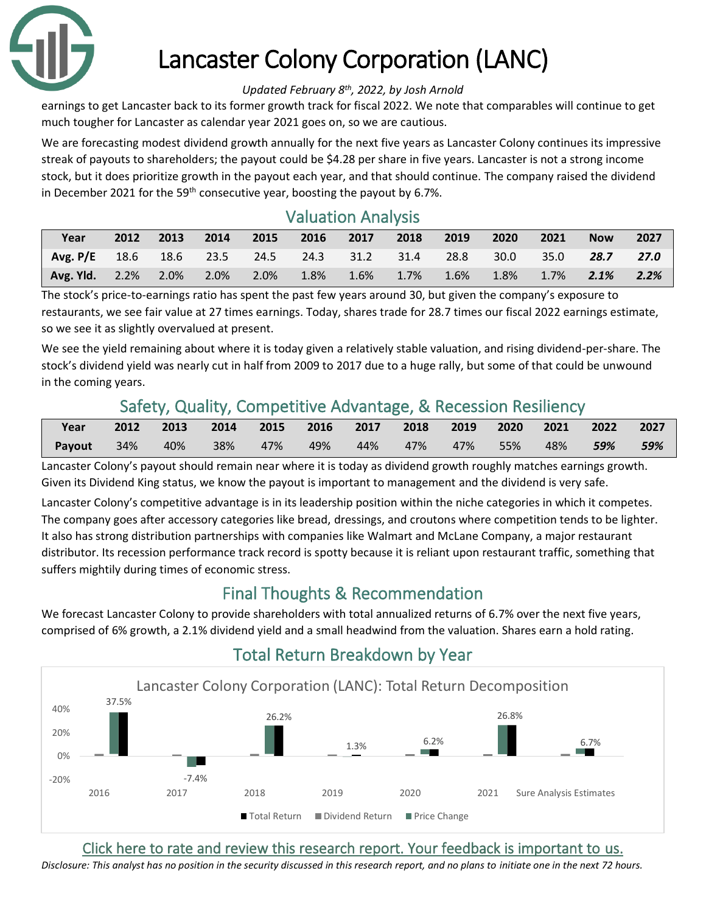# Lancaster Colony Corporation (LANC)

*Updated February 8th, 2022, by Josh Arnold*

earnings to get Lancaster back to its former growth track for fiscal 2022. We note that comparables will continue to get much tougher for Lancaster as calendar year 2021 goes on, so we are cautious.

We are forecasting modest dividend growth annually for the next five years as Lancaster Colony continues its impressive streak of payouts to shareholders; the payout could be $4.28 per share in five years. Lancaster is not a strong income stock, but it does prioritize growth in the payout each year, and that should continue. The company raised the dividend in December 2021 for the 59th consecutive year, boosting the payout by 6.7%.

## Valuation Analysis

| Year | 2012 | 2013 | 2014 | 2015 | 2016 | 2017 | 2018 | 2019 | 2020 | 2021 | Now | 2027 |
|---|---|---|---|---|---|---|---|---|---|---|---|---|
| Avg. P/E | 18.6 | 18.6 | 23.5 | 24.5 | 24.3 | 31.2 | 31.4 | 28.8 | 30.0 | 35.0 | ***28.7*** | ***27.0*** |
| Avg. Yld. | 2.2% | 2.0% | 2.0% | 2.0% | 1.8% | 1.6% | 1.7% | 1.6% | 1.8% | 1.7% | ***2.1%*** | ***2.2%*** |

The stock's price-to-earnings ratio has spent the past few years around 30, but given the company's exposure to restaurants, we see fair value at 27 times earnings. Today, shares trade for 28.7 times our fiscal 2022 earnings estimate, so we see it as slightly overvalued at present.

We see the yield remaining about where it is today given a relatively stable valuation, and rising dividend-per-share. The stock's dividend yield was nearly cut in half from 2009 to 2017 due to a huge rally, but some of that could be unwound in the coming years.

## Safety, Quality, Competitive Advantage, & Recession Resiliency

| Year | 2012 | 2013 | 2014 | 2015 | 2016 | 2017 | 2018 | 2019 | 2020 | 2021 | 2022 | 2027 |
|---|---|---|---|---|---|---|---|---|---|---|---|---|
| Payout | 34% | 40% | 38% | 47% | 49% | 44% | 47% | 47% | 55% | 48% | ***59%*** | ***59%*** |

Lancaster Colony's payout should remain near where it is today as dividend growth roughly matches earnings growth. Given its Dividend King status, we know the payout is important to management and the dividend is very safe.

Lancaster Colony's competitive advantage is in its leadership position within the niche categories in which it competes. The company goes after accessory categories like bread, dressings, and croutons where competition tends to be lighter. It also has strong distribution partnerships with companies like Walmart and McLane Company, a major restaurant distributor. Its recession performance track record is spotty because it is reliant upon restaurant traffic, something that suffers mightily during times of economic stress.

## Final Thoughts & Recommendation

We forecast Lancaster Colony to provide shareholders with total annualized returns of 6.7% over the next five years, comprised of 6% growth, a 2.1% dividend yield and a small headwind from the valuation. Shares earn a hold rating.

## Total Return Breakdown by Year

Lancaster Colony Corporation (LANC): Total Return Decomposition

| | 2016 | 2017 | 2018 | 2019 | 2020 | 2021 | Sure Analysis Estimates |
|---|---|---|---|---|---|---|---|
| Total Return | 37.5% | -7.4% | 26.2% | 1.3% | 6.2% | 26.8% | 6.7% |

Click here to rate and review this research report. Your feedback is important to us.

*Disclosure: This analyst has no position in the security discussed in this research report, and no plans to initiate one in the next 72 hours.*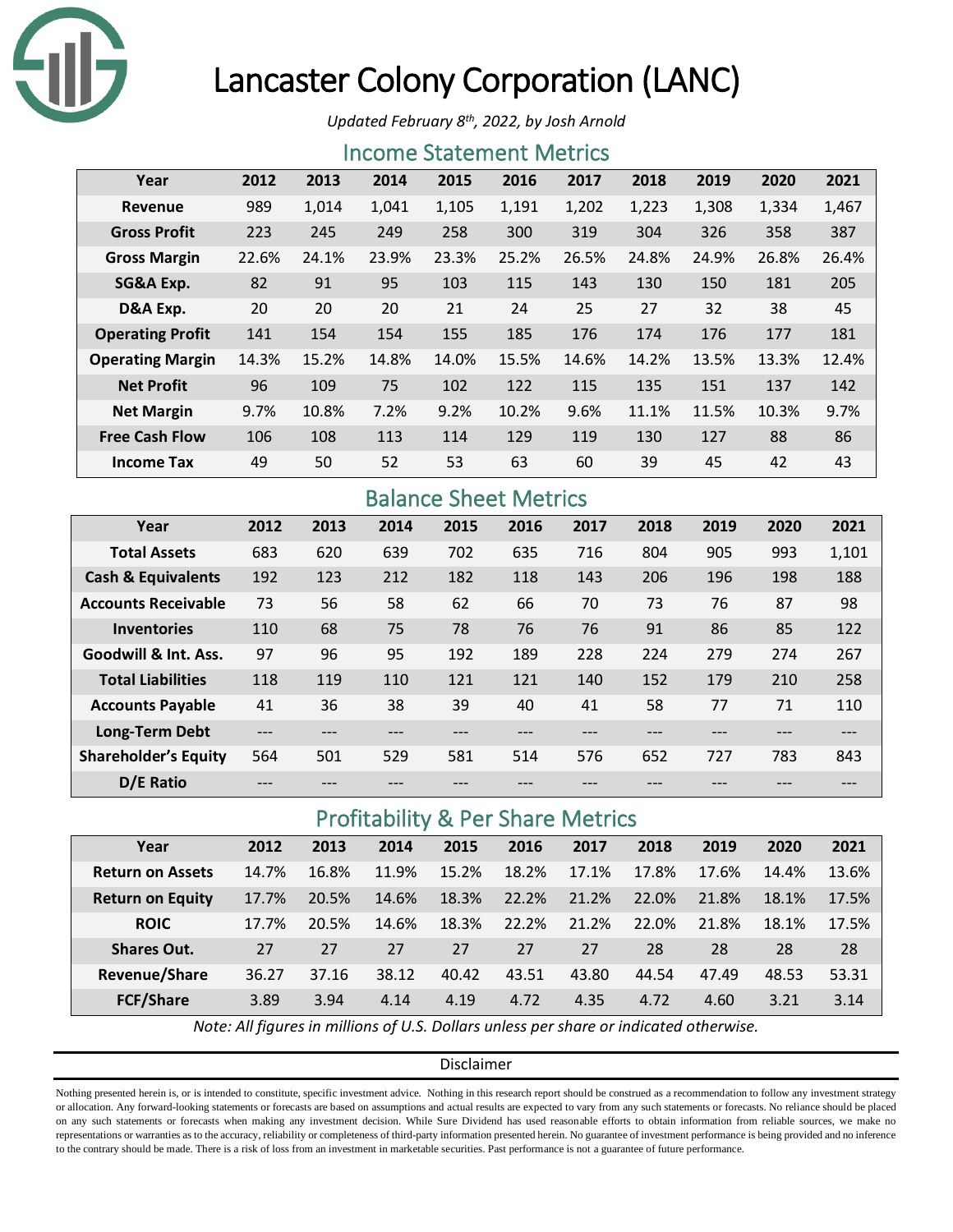# Lancaster Colony Corporation (LANC)

*Updated February 8th, 2022, by Josh Arnold*

## Income Statement Metrics

| Year | 2012 | 2013 | 2014 | 2015 | 2016 | 2017 | 2018 | 2019 | 2020 | 2021 |
|---|---|---|---|---|---|---|---|---|---|---|
| Revenue | 989 | 1,014 | 1,041 | 1,105 | 1,191 | 1,202 | 1,223 | 1,308 | 1,334 | 1,467 |
| Gross Profit | 223 | 245 | 249 | 258 | 300 | 319 | 304 | 326 | 358 | 387 |
| Gross Margin | 22.6% | 24.1% | 23.9% | 23.3% | 25.2% | 26.5% | 24.8% | 24.9% | 26.8% | 26.4% |
| SG&A Exp. | 82 | 91 | 95 | 103 | 115 | 143 | 130 | 150 | 181 | 205 |
| D&A Exp. | 20 | 20 | 20 | 21 | 24 | 25 | 27 | 32 | 38 | 45 |
| Operating Profit | 141 | 154 | 154 | 155 | 185 | 176 | 174 | 176 | 177 | 181 |
| Operating Margin | 14.3% | 15.2% | 14.8% | 14.0% | 15.5% | 14.6% | 14.2% | 13.5% | 13.3% | 12.4% |
| Net Profit | 96 | 109 | 75 | 102 | 122 | 115 | 135 | 151 | 137 | 142 |
| Net Margin | 9.7% | 10.8% | 7.2% | 9.2% | 10.2% | 9.6% | 11.1% | 11.5% | 10.3% | 9.7% |
| Free Cash Flow | 106 | 108 | 113 | 114 | 129 | 119 | 130 | 127 | 88 | 86 |
| Income Tax | 49 | 50 | 52 | 53 | 63 | 60 | 39 | 45 | 42 | 43 |

## Balance Sheet Metrics

| Year | 2012 | 2013 | 2014 | 2015 | 2016 | 2017 | 2018 | 2019 | 2020 | 2021 |
|---|---|---|---|---|---|---|---|---|---|---|
| Total Assets | 683 | 620 | 639 | 702 | 635 | 716 | 804 | 905 | 993 | 1,101 |
| Cash & Equivalents | 192 | 123 | 212 | 182 | 118 | 143 | 206 | 196 | 198 | 188 |
| Accounts Receivable | 73 | 56 | 58 | 62 | 66 | 70 | 73 | 76 | 87 | 98 |
| Inventories | 110 | 68 | 75 | 78 | 76 | 76 | 91 | 86 | 85 | 122 |
| Goodwill & Int. Ass. | 97 | 96 | 95 | 192 | 189 | 228 | 224 | 279 | 274 | 267 |
| Total Liabilities | 118 | 119 | 110 | 121 | 121 | 140 | 152 | 179 | 210 | 258 |
| Accounts Payable | 41 | 36 | 38 | 39 | 40 | 41 | 58 | 77 | 71 | 110 |
| Long-Term Debt | --- | --- | --- | --- | --- | --- | --- | --- | --- | --- |
| Shareholder's Equity | 564 | 501 | 529 | 581 | 514 | 576 | 652 | 727 | 783 | 843 |
| D/E Ratio | --- | --- | --- | --- | --- | --- | --- | --- | --- | --- |

## Profitability & Per Share Metrics

| Year | 2012 | 2013 | 2014 | 2015 | 2016 | 2017 | 2018 | 2019 | 2020 | 2021 |
|---|---|---|---|---|---|---|---|---|---|---|
| Return on Assets | 14.7% | 16.8% | 11.9% | 15.2% | 18.2% | 17.1% | 17.8% | 17.6% | 14.4% | 13.6% |
| Return on Equity | 17.7% | 20.5% | 14.6% | 18.3% | 22.2% | 21.2% | 22.0% | 21.8% | 18.1% | 17.5% |
| ROIC | 17.7% | 20.5% | 14.6% | 18.3% | 22.2% | 21.2% | 22.0% | 21.8% | 18.1% | 17.5% |
| Shares Out. | 27 | 27 | 27 | 27 | 27 | 27 | 28 | 28 | 28 | 28 |
| Revenue/Share | 36.27 | 37.16 | 38.12 | 40.42 | 43.51 | 43.80 | 44.54 | 47.49 | 48.53 | 53.31 |
| FCF/Share | 3.89 | 3.94 | 4.14 | 4.19 | 4.72 | 4.35 | 4.72 | 4.60 | 3.21 | 3.14 |

*Note: All figures in millions of U.S. Dollars unless per share or indicated otherwise.*

Disclaimer

Nothing presented herein is, or is intended to constitute, specific investment advice. Nothing in this research report should be construed as a recommendation to follow any investment strategy or allocation. Any forward-looking statements or forecasts are based on assumptions and actual results are expected to vary from any such statements or forecasts. No reliance should be placed on any such statements or forecasts when making any investment decision. While Sure Dividend has used reasonable efforts to obtain information from reliable sources, we make no representations or warranties as to the accuracy, reliability or completeness of third-party information presented herein. No guarantee of investment performance is being provided and no inference to the contrary should be made. There is a risk of loss from an investment in marketable securities. Past performance is not a guarantee of future performance.